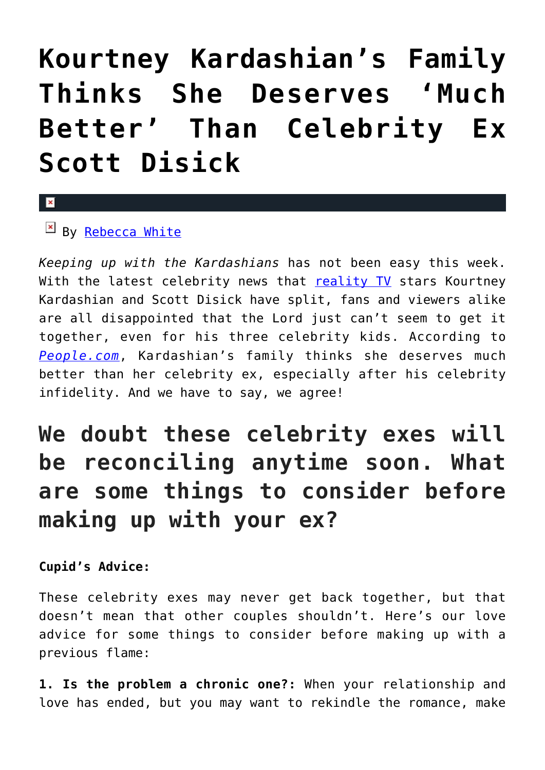# Kourtney Kardashian's Family Thinks She Deserves 'Much Better' Than Celebrity Ex Scott Disick

By Rebecca White

*Keeping up with the Kardashians* has not been easy this week. With the latest celebrity news that reality TV stars Kourtney Kardashian and Scott Disick have split, fans and viewers alike are all disappointed that the Lord just can't seem to get it together, even for his three celebrity kids. According to *People.com*, Kardashian's family thinks she deserves much better than her celebrity ex, especially after his celebrity infidelity. And we have to say, we agree!

## We doubt these celebrity exes will be reconciling anytime soon. What are some things to consider before making up with your ex?

**Cupid's Advice:**

These celebrity exes may never get back together, but that doesn't mean that other couples shouldn't. Here's our love advice for some things to consider before making up with a previous flame:

**1. Is the problem a chronic one?:** When your relationship and love has ended, but you may want to rekindle the romance, make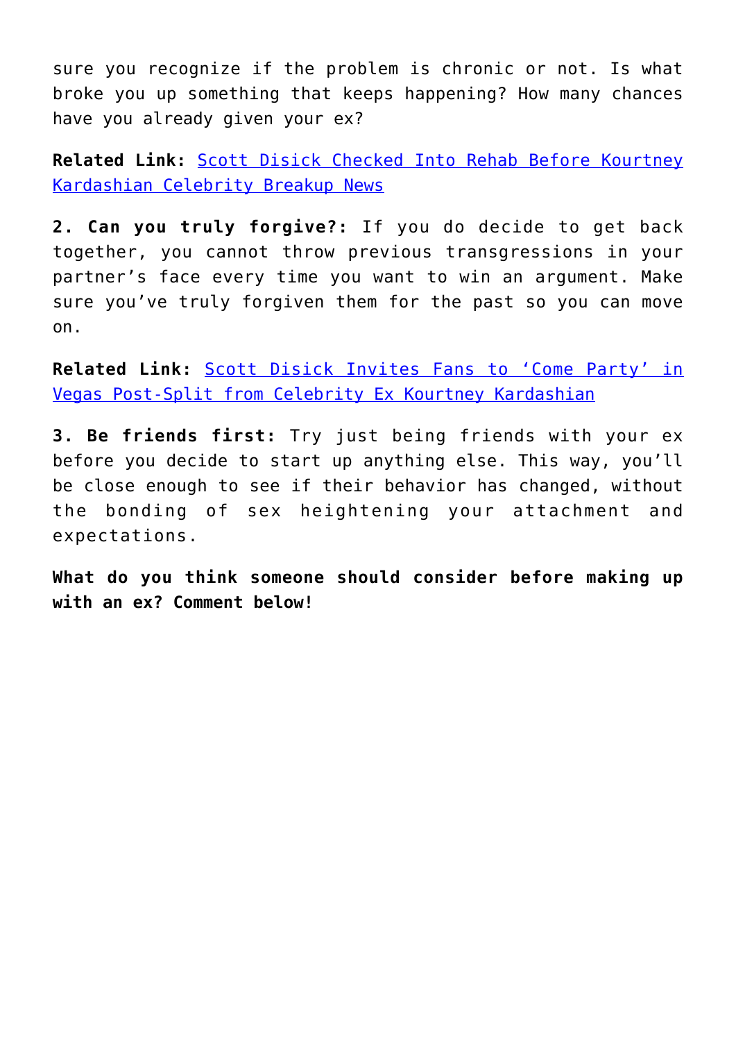sure you recognize if the problem is chronic or not. Is what broke you up something that keeps happening? How many chances have you already given your ex?

**Related Link:** Scott Disick Checked Into Rehab Before Kourtney Kardashian Celebrity Breakup News

**2. Can you truly forgive?:** If you do decide to get back together, you cannot throw previous transgressions in your partner's face every time you want to win an argument. Make sure you've truly forgiven them for the past so you can move on.

**Related Link:** Scott Disick Invites Fans to 'Come Party' in Vegas Post-Split from Celebrity Ex Kourtney Kardashian

**3. Be friends first:** Try just being friends with your ex before you decide to start up anything else. This way, you'll be close enough to see if their behavior has changed, without the bonding of sex heightening your attachment and expectations.

**What do you think someone should consider before making up with an ex? Comment below!**